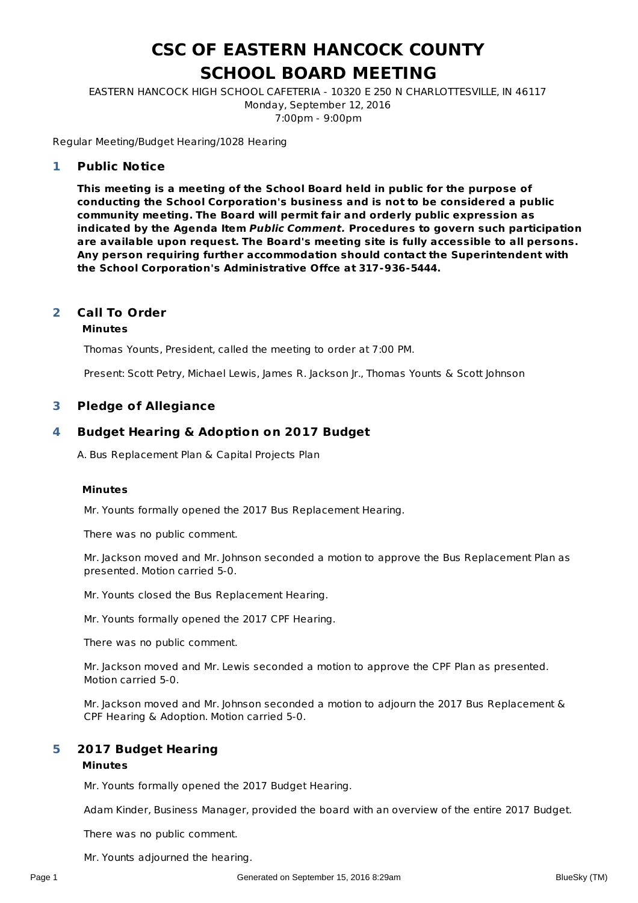# CSC OF EASTERN HANCOCK COUNTY
# SCHOOL BOARD MEETING

EASTERN HANCOCK HIGH SCHOOL CAFETERIA - 10320 E 250 N CHARLOTTESVILLE, IN 46117
Monday, September 12, 2016
7:00pm - 9:00pm

Regular Meeting/Budget Hearing/1028 Hearing

## 1 Public Notice

**This meeting is a meeting of the School Board held in public for the purpose of conducting the School Corporation's business and is not to be considered a public community meeting. The Board will permit fair and orderly public expression as indicated by the Agenda Item *Public Comment.* Procedures to govern such participation are available upon request. The Board's meeting site is fully accessible to all persons. Any person requiring further accommodation should contact the Superintendent with the School Corporation's Administrative Offce at 317-936-5444.**

## 2 Call To Order

**Minutes**

Thomas Younts, President, called the meeting to order at 7:00 PM.

Present: Scott Petry, Michael Lewis, James R. Jackson Jr., Thomas Younts & Scott Johnson

## 3 Pledge of Allegiance

## 4 Budget Hearing & Adoption on 2017 Budget

A. Bus Replacement Plan & Capital Projects Plan

**Minutes**

Mr. Younts formally opened the 2017 Bus Replacement Hearing.

There was no public comment.

Mr. Jackson moved and Mr. Johnson seconded a motion to approve the Bus Replacement Plan as presented. Motion carried 5-0.

Mr. Younts closed the Bus Replacement Hearing.

Mr. Younts formally opened the 2017 CPF Hearing.

There was no public comment.

Mr. Jackson moved and Mr. Lewis seconded a motion to approve the CPF Plan as presented. Motion carried 5-0.

Mr. Jackson moved and Mr. Johnson seconded a motion to adjourn the 2017 Bus Replacement & CPF Hearing & Adoption. Motion carried 5-0.

## 5 2017 Budget Hearing

**Minutes**

Mr. Younts formally opened the 2017 Budget Hearing.

Adam Kinder, Business Manager, provided the board with an overview of the entire 2017 Budget.

There was no public comment.

Mr. Younts adjourned the hearing.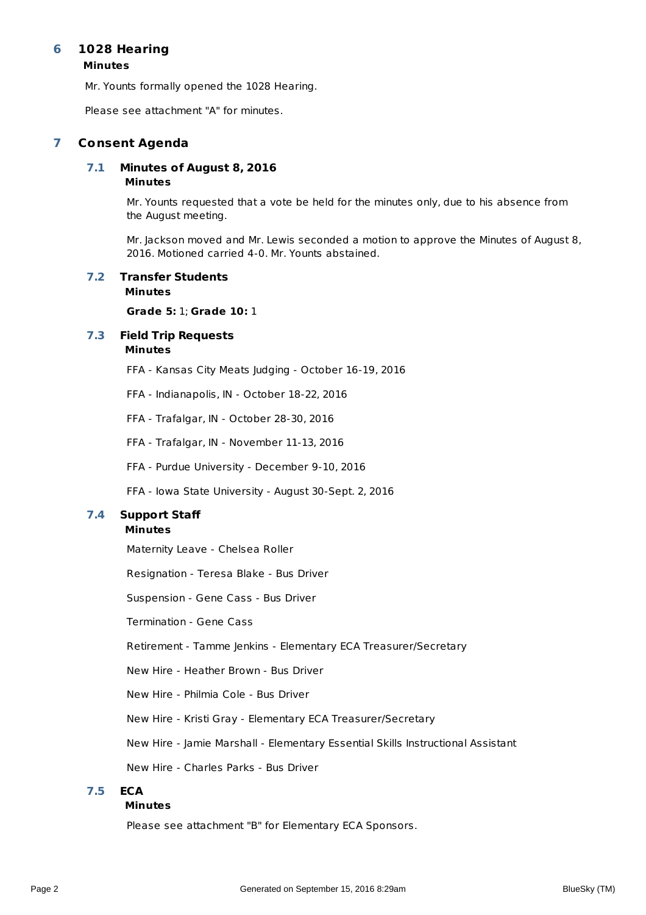## 6 1028 Hearing

**Minutes**

Mr. Younts formally opened the 1028 Hearing.

Please see attachment "A" for minutes.

## 7 Consent Agenda

### 7.1 Minutes of August 8, 2016

**Minutes**

Mr. Younts requested that a vote be held for the minutes only, due to his absence from the August meeting.

Mr. Jackson moved and Mr. Lewis seconded a motion to approve the Minutes of August 8, 2016. Motioned carried 4-0. Mr. Younts abstained.

### 7.2 Transfer Students

**Minutes**

**Grade 5:** 1; **Grade 10:** 1

### 7.3 Field Trip Requests

**Minutes**

FFA - Kansas City Meats Judging - October 16-19, 2016

FFA - Indianapolis, IN - October 18-22, 2016

FFA - Trafalgar, IN - October 28-30, 2016

FFA - Trafalgar, IN - November 11-13, 2016

FFA - Purdue University - December 9-10, 2016

FFA - Iowa State University - August 30-Sept. 2, 2016

### 7.4 Support Staff

**Minutes**

Maternity Leave - Chelsea Roller

Resignation - Teresa Blake - Bus Driver

Suspension - Gene Cass - Bus Driver

Termination - Gene Cass

Retirement - Tamme Jenkins - Elementary ECA Treasurer/Secretary

New Hire - Heather Brown - Bus Driver

New Hire - Philmia Cole - Bus Driver

New Hire - Kristi Gray - Elementary ECA Treasurer/Secretary

New Hire - Jamie Marshall - Elementary Essential Skills Instructional Assistant

New Hire - Charles Parks - Bus Driver

### 7.5 ECA

**Minutes**

Please see attachment "B" for Elementary ECA Sponsors.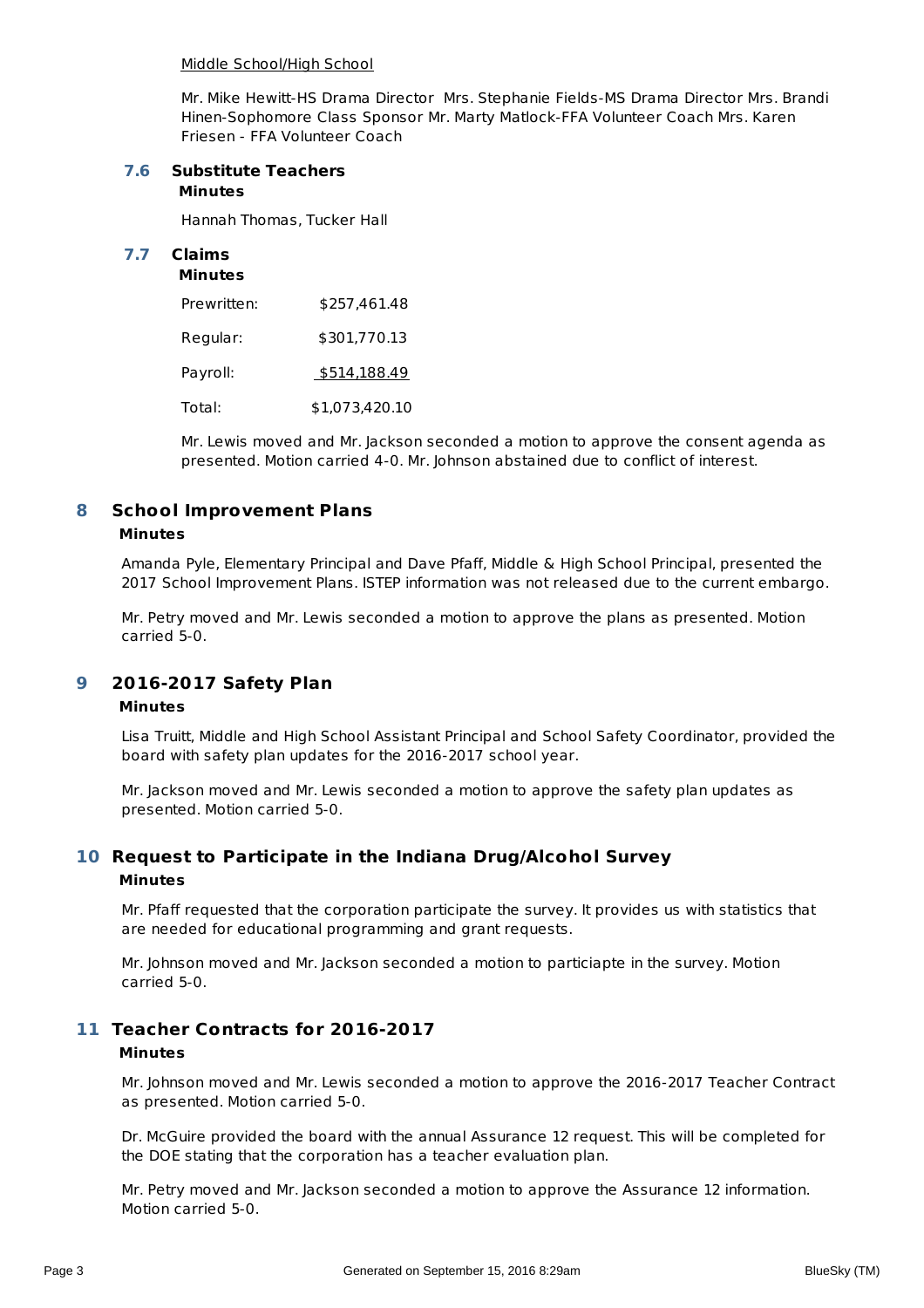Middle School/High School

Mr. Mike Hewitt-HS Drama Director  Mrs. Stephanie Fields-MS Drama Director Mrs. Brandi Hinen-Sophomore Class Sponsor Mr. Marty Matlock-FFA Volunteer Coach Mrs. Karen Friesen - FFA Volunteer Coach

### 7.6 Substitute Teachers

**Minutes**

Hannah Thomas, Tucker Hall

### 7.7 Claims

**Minutes**

| | |
|---|---|
| Prewritten: | $257,461.48 |
| Regular: | $301,770.13 |
| Payroll: | $514,188.49 |
| Total: | $1,073,420.10 |

Mr. Lewis moved and Mr. Jackson seconded a motion to approve the consent agenda as presented. Motion carried 4-0. Mr. Johnson abstained due to conflict of interest.

## 8 School Improvement Plans

**Minutes**

Amanda Pyle, Elementary Principal and Dave Pfaff, Middle & High School Principal, presented the 2017 School Improvement Plans. ISTEP information was not released due to the current embargo.

Mr. Petry moved and Mr. Lewis seconded a motion to approve the plans as presented. Motion carried 5-0.

## 9 2016-2017 Safety Plan

**Minutes**

Lisa Truitt, Middle and High School Assistant Principal and School Safety Coordinator, provided the board with safety plan updates for the 2016-2017 school year.

Mr. Jackson moved and Mr. Lewis seconded a motion to approve the safety plan updates as presented. Motion carried 5-0.

## 10 Request to Participate in the Indiana Drug/Alcohol Survey

**Minutes**

Mr. Pfaff requested that the corporation participate the survey. It provides us with statistics that are needed for educational programming and grant requests.

Mr. Johnson moved and Mr. Jackson seconded a motion to particiapte in the survey. Motion carried 5-0.

## 11 Teacher Contracts for 2016-2017

**Minutes**

Mr. Johnson moved and Mr. Lewis seconded a motion to approve the 2016-2017 Teacher Contract as presented. Motion carried 5-0.

Dr. McGuire provided the board with the annual Assurance 12 request. This will be completed for the DOE stating that the corporation has a teacher evaluation plan.

Mr. Petry moved and Mr. Jackson seconded a motion to approve the Assurance 12 information. Motion carried 5-0.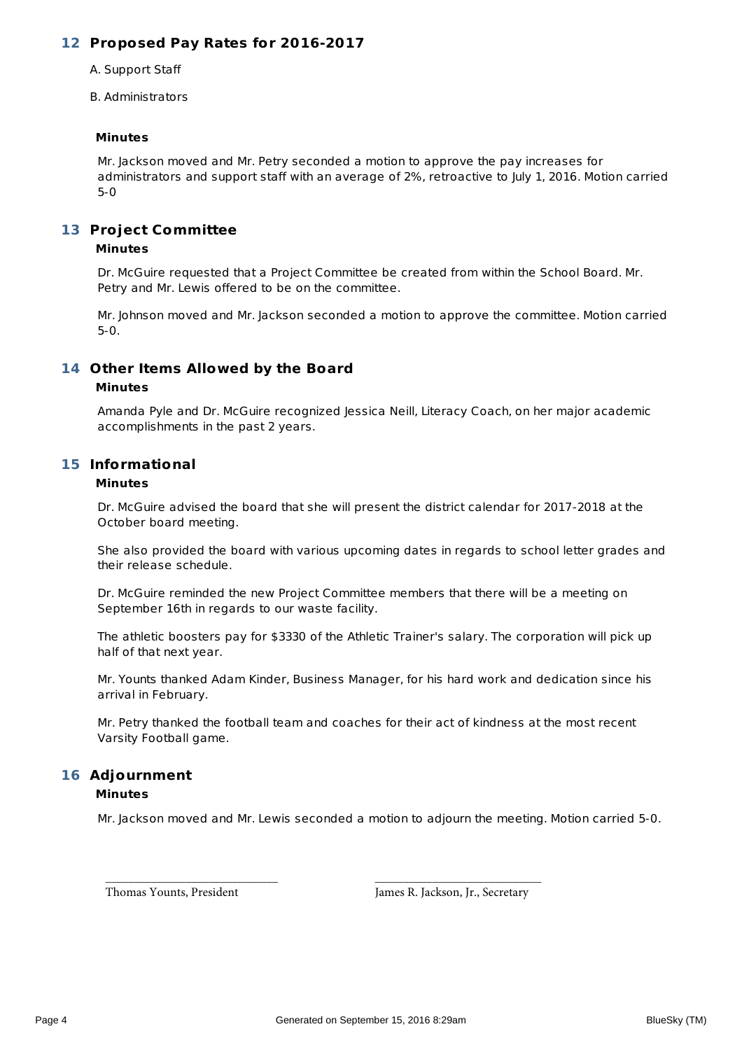## 12 Proposed Pay Rates for 2016-2017

A. Support Staff

B. Administrators

### Minutes

Mr. Jackson moved and Mr. Petry seconded a motion to approve the pay increases for administrators and support staff with an average of 2%, retroactive to July 1, 2016. Motion carried 5-0

## 13 Project Committee

### Minutes

Dr. McGuire requested that a Project Committee be created from within the School Board. Mr. Petry and Mr. Lewis offered to be on the committee.

Mr. Johnson moved and Mr. Jackson seconded a motion to approve the committee. Motion carried 5-0.

## 14 Other Items Allowed by the Board

### Minutes

Amanda Pyle and Dr. McGuire recognized Jessica Neill, Literacy Coach, on her major academic accomplishments in the past 2 years.

## 15 Informational

### Minutes

Dr. McGuire advised the board that she will present the district calendar for 2017-2018 at the October board meeting.

She also provided the board with various upcoming dates in regards to school letter grades and their release schedule.

Dr. McGuire reminded the new Project Committee members that there will be a meeting on September 16th in regards to our waste facility.

The athletic boosters pay for $3330 of the Athletic Trainer's salary. The corporation will pick up half of that next year.

Mr. Younts thanked Adam Kinder, Business Manager, for his hard work and dedication since his arrival in February.

Mr. Petry thanked the football team and coaches for their act of kindness at the most recent Varsity Football game.

## 16 Adjournment

### Minutes

Mr. Jackson moved and Mr. Lewis seconded a motion to adjourn the meeting. Motion carried 5-0.

\_\_\_\_\_\_\_\_\_\_\_\_\_\_\_\_\_\_\_\_\_\_\_\_\_\_\_\_
Thomas Younts, President

\_\_\_\_\_\_\_\_\_\_\_\_\_\_\_\_\_\_\_\_\_\_\_\_\_\_\_\_
James R. Jackson, Jr., Secretary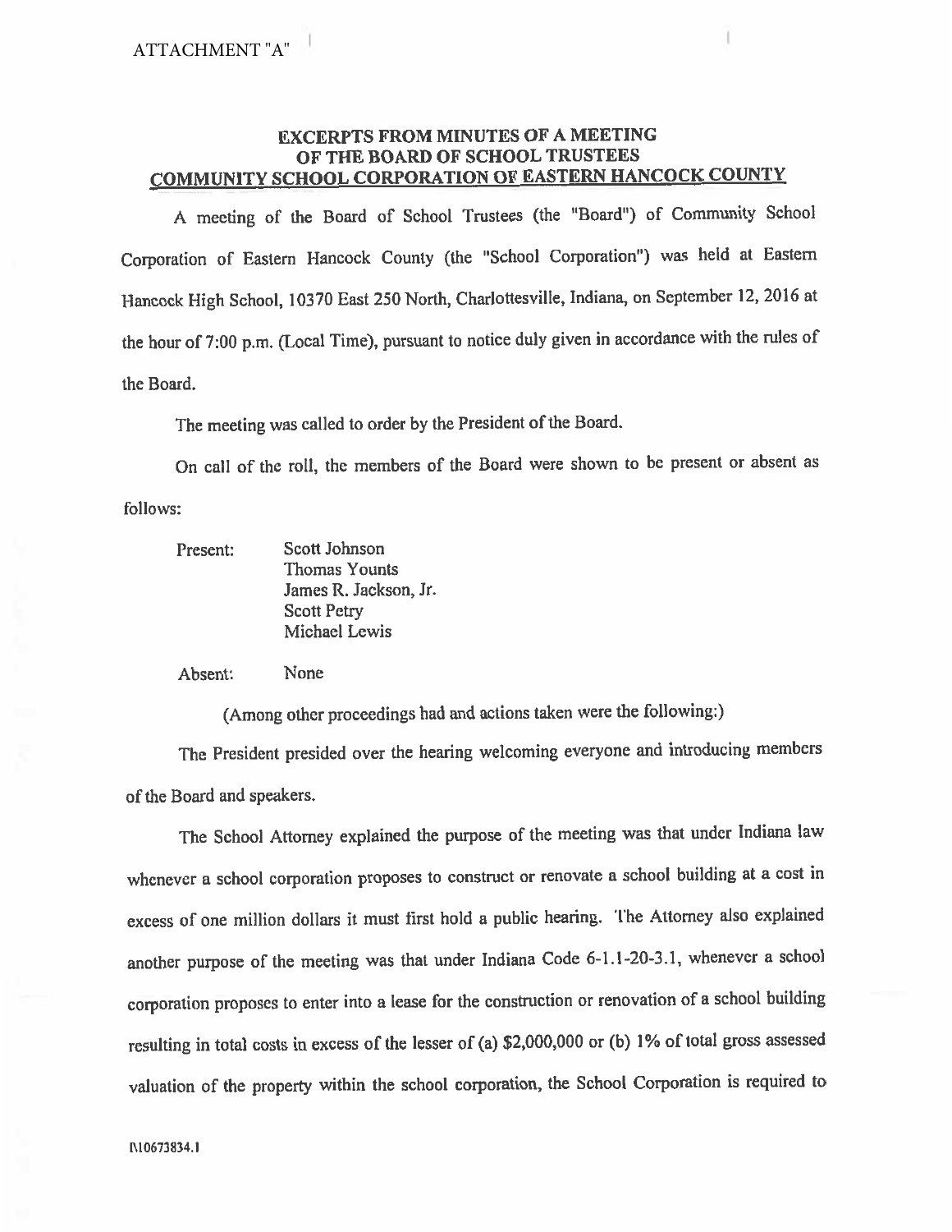ATTACHMENT "A"

**EXCERPTS FROM MINUTES OF A MEETING OF THE BOARD OF SCHOOL TRUSTEES COMMUNITY SCHOOL CORPORATION OF EASTERN HANCOCK COUNTY**

A meeting of the Board of School Trustees (the "Board") of Community School Corporation of Eastern Hancock County (the "School Corporation") was held at Eastern Hancock High School, 10370 East 250 North, Charlottesville, Indiana, on September 12, 2016 at the hour of 7:00 p.m. (Local Time), pursuant to notice duly given in accordance with the rules of the Board.

The meeting was called to order by the President of the Board.

On call of the roll, the members of the Board were shown to be present or absent as follows:

Present: Scott Johnson
Thomas Younts
James R. Jackson, Jr.
Scott Petry
Michael Lewis

Absent: None

(Among other proceedings had and actions taken were the following:)

The President presided over the hearing welcoming everyone and introducing members of the Board and speakers.

The School Attorney explained the purpose of the meeting was that under Indiana law whenever a school corporation proposes to construct or renovate a school building at a cost in excess of one million dollars it must first hold a public hearing. The Attorney also explained another purpose of the meeting was that under Indiana Code 6-1.1-20-3.1, whenever a school corporation proposes to enter into a lease for the construction or renovation of a school building resulting in total costs in excess of the lesser of (a) $2,000,000 or (b) 1% of total gross assessed valuation of the property within the school corporation, the School Corporation is required to

I\10673834.1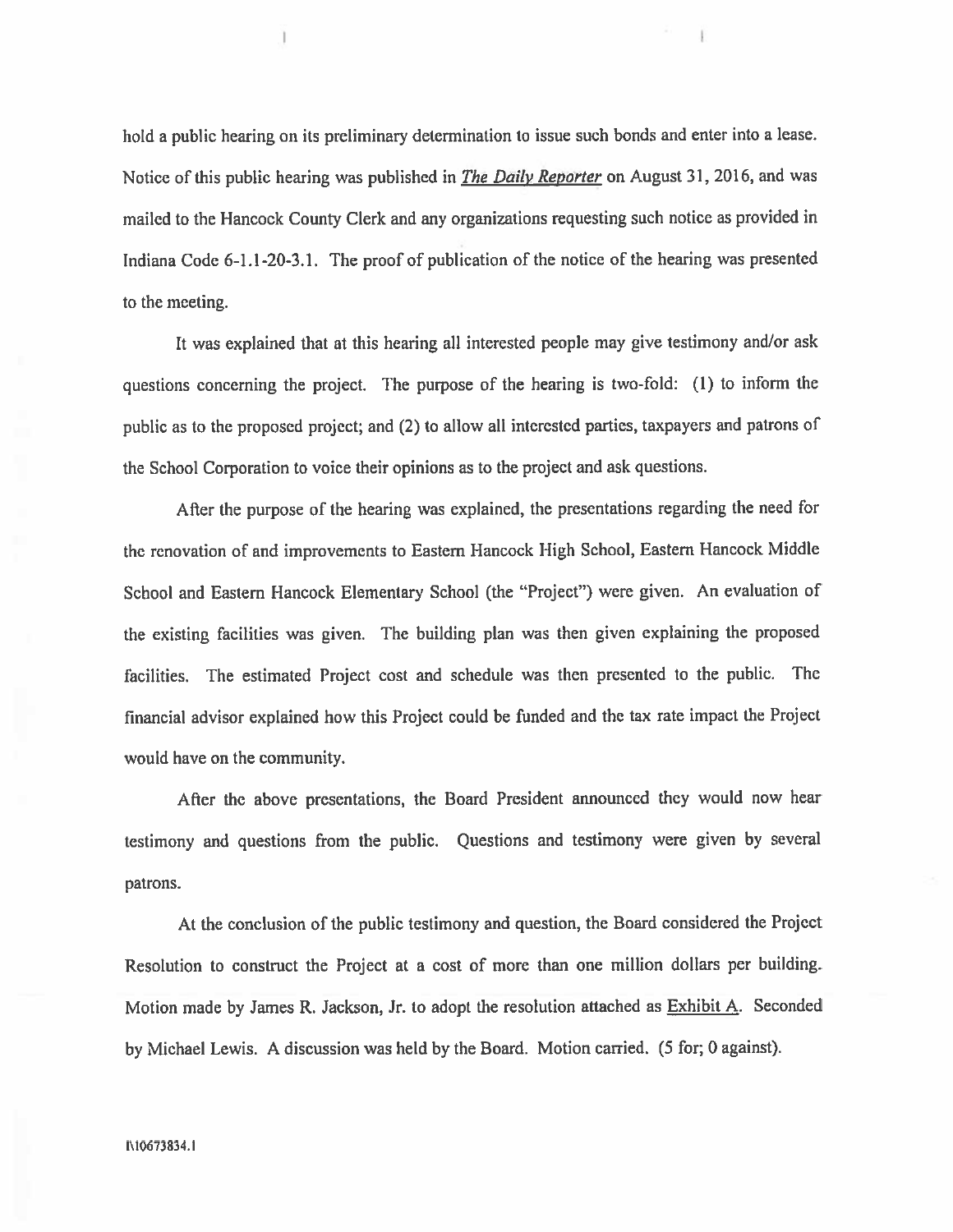hold a public hearing on its preliminary determination to issue such bonds and enter into a lease. Notice of this public hearing was published in ***The Daily Reporter*** on August 31, 2016, and was mailed to the Hancock County Clerk and any organizations requesting such notice as provided in Indiana Code 6-1.1-20-3.1. The proof of publication of the notice of the hearing was presented to the meeting.

It was explained that at this hearing all interested people may give testimony and/or ask questions concerning the project. The purpose of the hearing is two-fold: (1) to inform the public as to the proposed project; and (2) to allow all interested parties, taxpayers and patrons of the School Corporation to voice their opinions as to the project and ask questions.

After the purpose of the hearing was explained, the presentations regarding the need for the renovation of and improvements to Eastern Hancock High School, Eastern Hancock Middle School and Eastern Hancock Elementary School (the "Project") were given. An evaluation of the existing facilities was given. The building plan was then given explaining the proposed facilities. The estimated Project cost and schedule was then presented to the public. The financial advisor explained how this Project could be funded and the tax rate impact the Project would have on the community.

After the above presentations, the Board President announced they would now hear testimony and questions from the public. Questions and testimony were given by several patrons.

At the conclusion of the public testimony and question, the Board considered the Project Resolution to construct the Project at a cost of more than one million dollars per building. Motion made by James R. Jackson, Jr. to adopt the resolution attached as Exhibit A. Seconded by Michael Lewis. A discussion was held by the Board. Motion carried. (5 for; 0 against).

I\10673834.1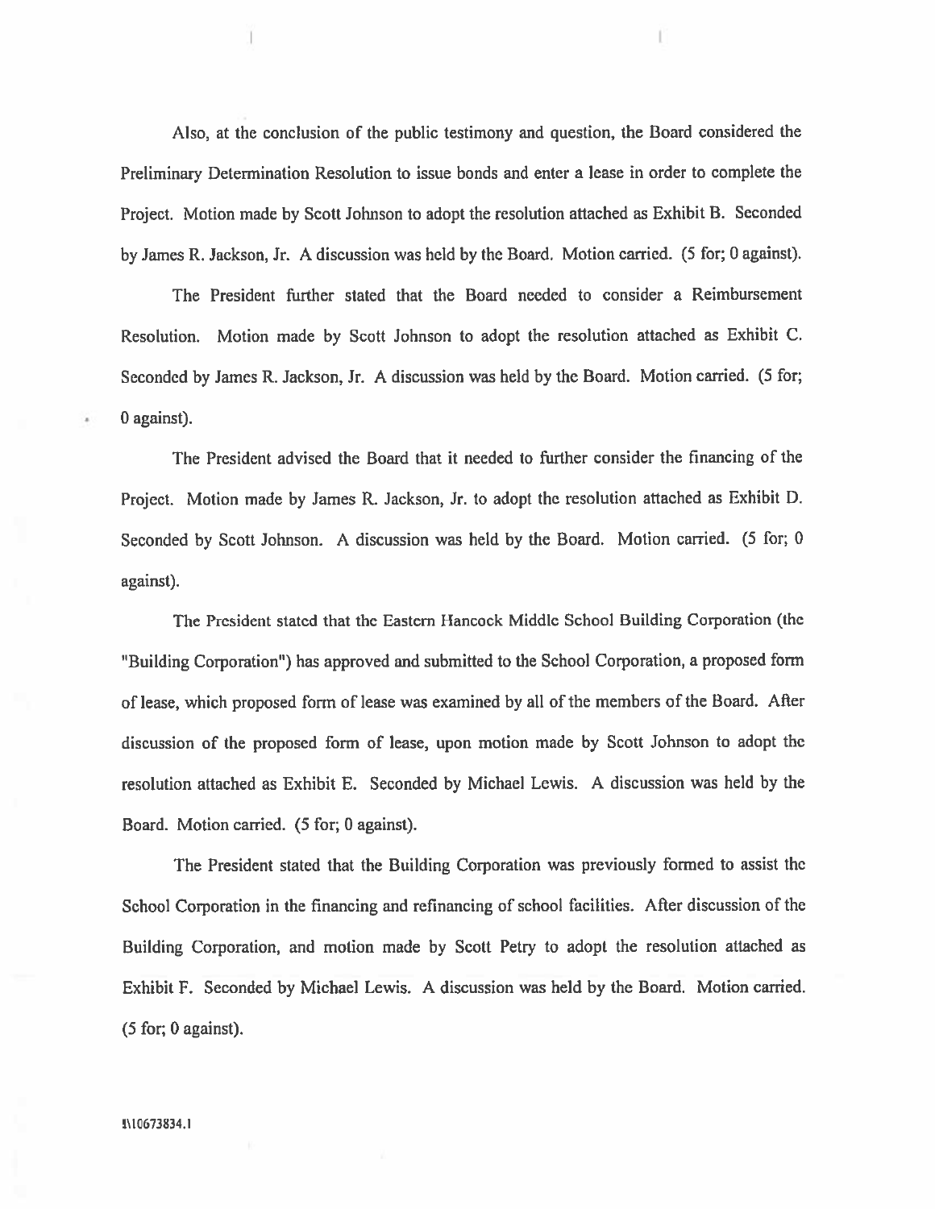Also, at the conclusion of the public testimony and question, the Board considered the Preliminary Determination Resolution to issue bonds and enter a lease in order to complete the Project. Motion made by Scott Johnson to adopt the resolution attached as Exhibit B. Seconded by James R. Jackson, Jr. A discussion was held by the Board. Motion carried. (5 for; 0 against).

The President further stated that the Board needed to consider a Reimbursement Resolution. Motion made by Scott Johnson to adopt the resolution attached as Exhibit C. Seconded by James R. Jackson, Jr. A discussion was held by the Board. Motion carried. (5 for; 0 against).

The President advised the Board that it needed to further consider the financing of the Project. Motion made by James R. Jackson, Jr. to adopt the resolution attached as Exhibit D. Seconded by Scott Johnson. A discussion was held by the Board. Motion carried. (5 for; 0 against).

The President stated that the Eastern Hancock Middle School Building Corporation (the "Building Corporation") has approved and submitted to the School Corporation, a proposed form of lease, which proposed form of lease was examined by all of the members of the Board. After discussion of the proposed form of lease, upon motion made by Scott Johnson to adopt the resolution attached as Exhibit E. Seconded by Michael Lewis. A discussion was held by the Board. Motion carried. (5 for; 0 against).

The President stated that the Building Corporation was previously formed to assist the School Corporation in the financing and refinancing of school facilities. After discussion of the Building Corporation, and motion made by Scott Petry to adopt the resolution attached as Exhibit F. Seconded by Michael Lewis. A discussion was held by the Board. Motion carried. (5 for; 0 against).

I\10673834.1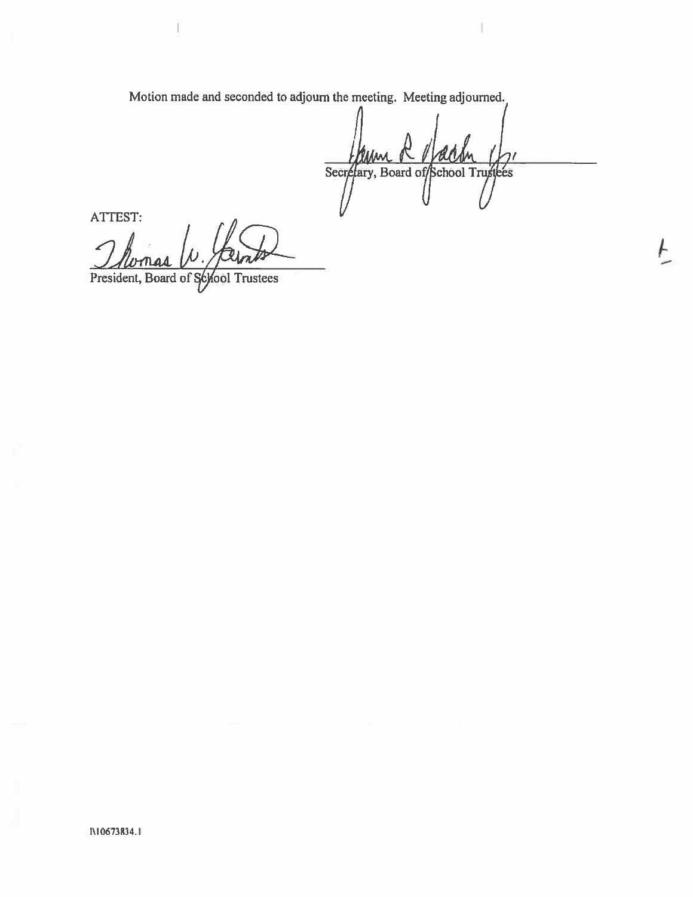Motion made and seconded to adjourn the meeting. Meeting adjourned.

Secretary, Board of School Trustees

ATTEST:

President, Board of School Trustees

I\10673834.1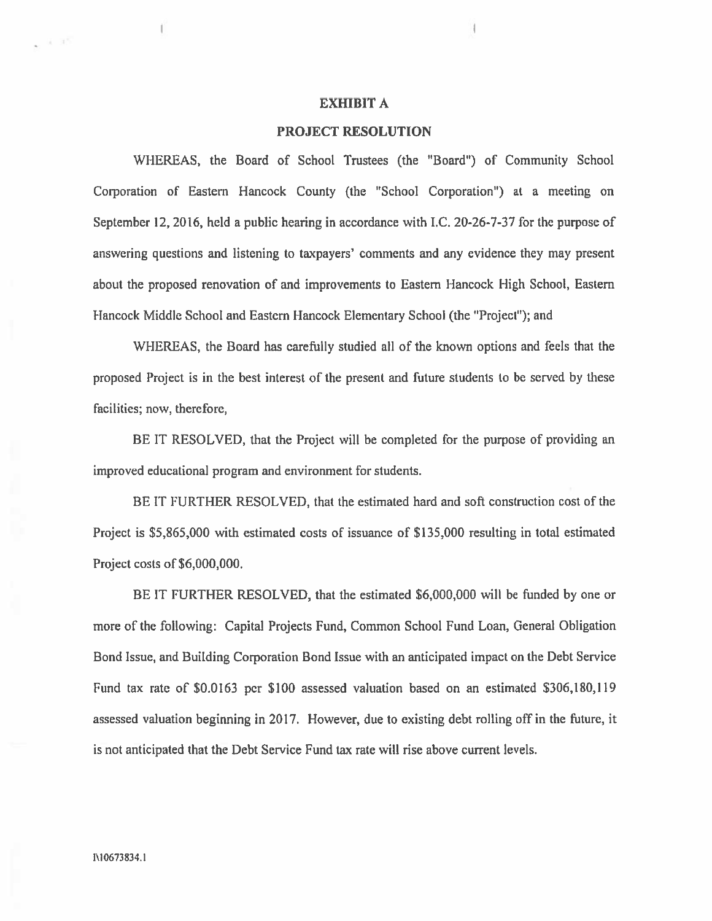# EXHIBIT A

## PROJECT RESOLUTION

WHEREAS, the Board of School Trustees (the "Board") of Community School Corporation of Eastern Hancock County (the "School Corporation") at a meeting on September 12, 2016, held a public hearing in accordance with I.C. 20-26-7-37 for the purpose of answering questions and listening to taxpayers' comments and any evidence they may present about the proposed renovation of and improvements to Eastern Hancock High School, Eastern Hancock Middle School and Eastern Hancock Elementary School (the "Project"); and

WHEREAS, the Board has carefully studied all of the known options and feels that the proposed Project is in the best interest of the present and future students to be served by these facilities; now, therefore,

BE IT RESOLVED, that the Project will be completed for the purpose of providing an improved educational program and environment for students.

BE IT FURTHER RESOLVED, that the estimated hard and soft construction cost of the Project is $5,865,000 with estimated costs of issuance of $135,000 resulting in total estimated Project costs of $6,000,000.

BE IT FURTHER RESOLVED, that the estimated $6,000,000 will be funded by one or more of the following: Capital Projects Fund, Common School Fund Loan, General Obligation Bond Issue, and Building Corporation Bond Issue with an anticipated impact on the Debt Service Fund tax rate of $0.0163 per $100 assessed valuation based on an estimated $306,180,119 assessed valuation beginning in 2017. However, due to existing debt rolling off in the future, it is not anticipated that the Debt Service Fund tax rate will rise above current levels.

I\10673834.1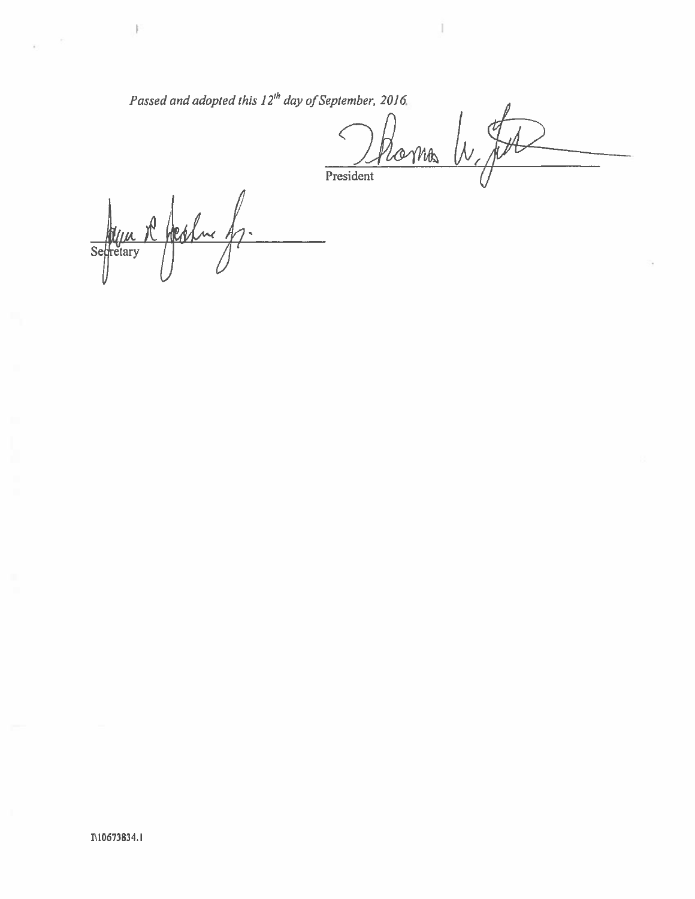*Passed and adopted this 12th day of September, 2016.*

\_\_\_\_\_\_\_\_\_\_\_\_\_\_\_\_\_\_\_\_\_\_\_\_\_\_\_\_\_\_
President

\_\_\_\_\_\_\_\_\_\_\_\_\_\_\_\_\_\_\_\_\_\_\_\_\_\_\_\_\_\_
Secretary

I\10673834.1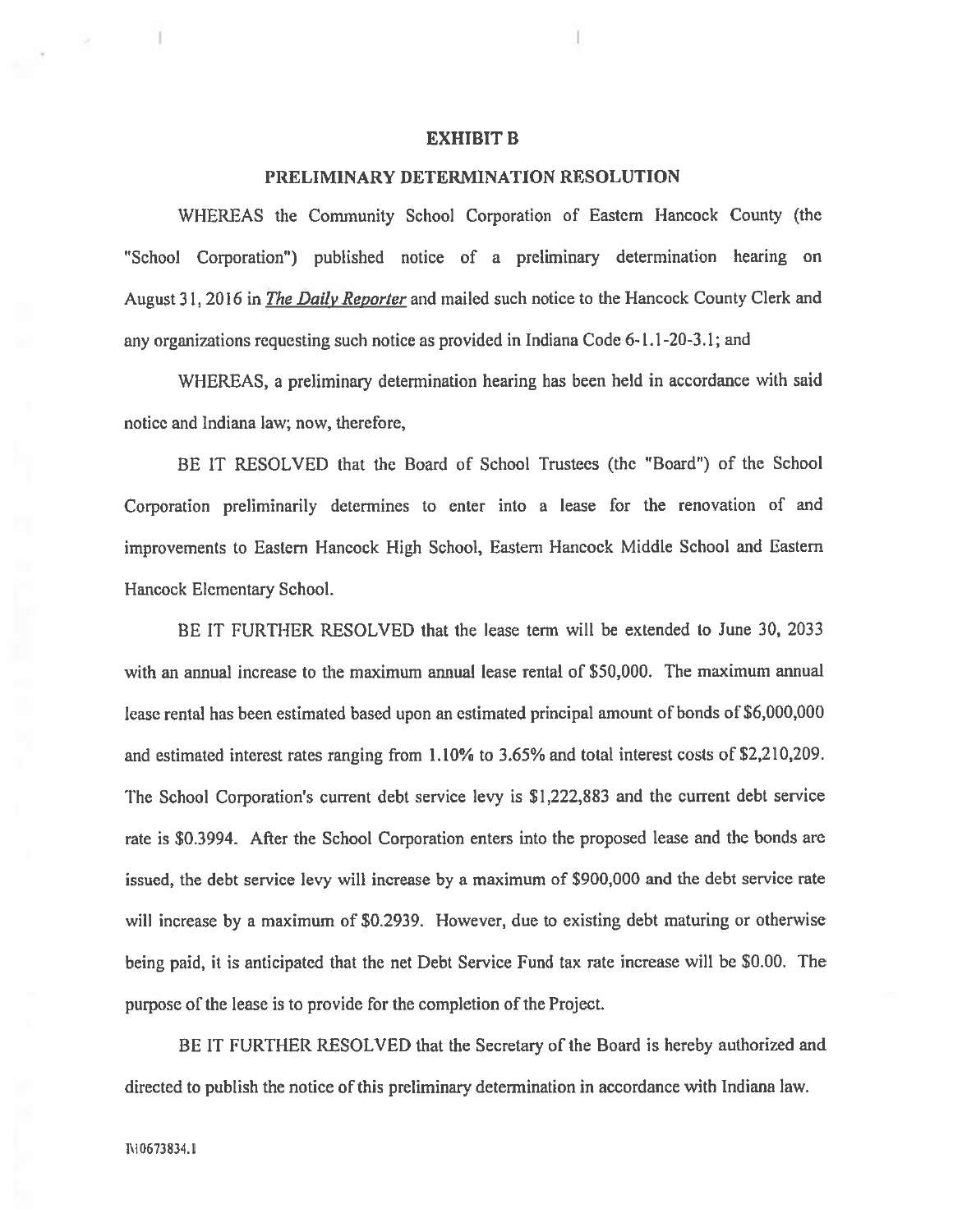# EXHIBIT B

## PRELIMINARY DETERMINATION RESOLUTION

WHEREAS the Community School Corporation of Eastern Hancock County (the "School Corporation") published notice of a preliminary determination hearing on August 31, 2016 in ***The Daily Reporter*** and mailed such notice to the Hancock County Clerk and any organizations requesting such notice as provided in Indiana Code 6-1.1-20-3.1; and

WHEREAS, a preliminary determination hearing has been held in accordance with said notice and Indiana law; now, therefore,

BE IT RESOLVED that the Board of School Trustees (the "Board") of the School Corporation preliminarily determines to enter into a lease for the renovation of and improvements to Eastern Hancock High School, Eastern Hancock Middle School and Eastern Hancock Elementary School.

BE IT FURTHER RESOLVED that the lease term will be extended to June 30, 2033 with an annual increase to the maximum annual lease rental of $50,000. The maximum annual lease rental has been estimated based upon an estimated principal amount of bonds of $6,000,000 and estimated interest rates ranging from 1.10% to 3.65% and total interest costs of $2,210,209. The School Corporation's current debt service levy is $1,222,883 and the current debt service rate is $0.3994. After the School Corporation enters into the proposed lease and the bonds are issued, the debt service levy will increase by a maximum of $900,000 and the debt service rate will increase by a maximum of $0.2939. However, due to existing debt maturing or otherwise being paid, it is anticipated that the net Debt Service Fund tax rate increase will be $0.00. The purpose of the lease is to provide for the completion of the Project.

BE IT FURTHER RESOLVED that the Secretary of the Board is hereby authorized and directed to publish the notice of this preliminary determination in accordance with Indiana law.

I\10673834.1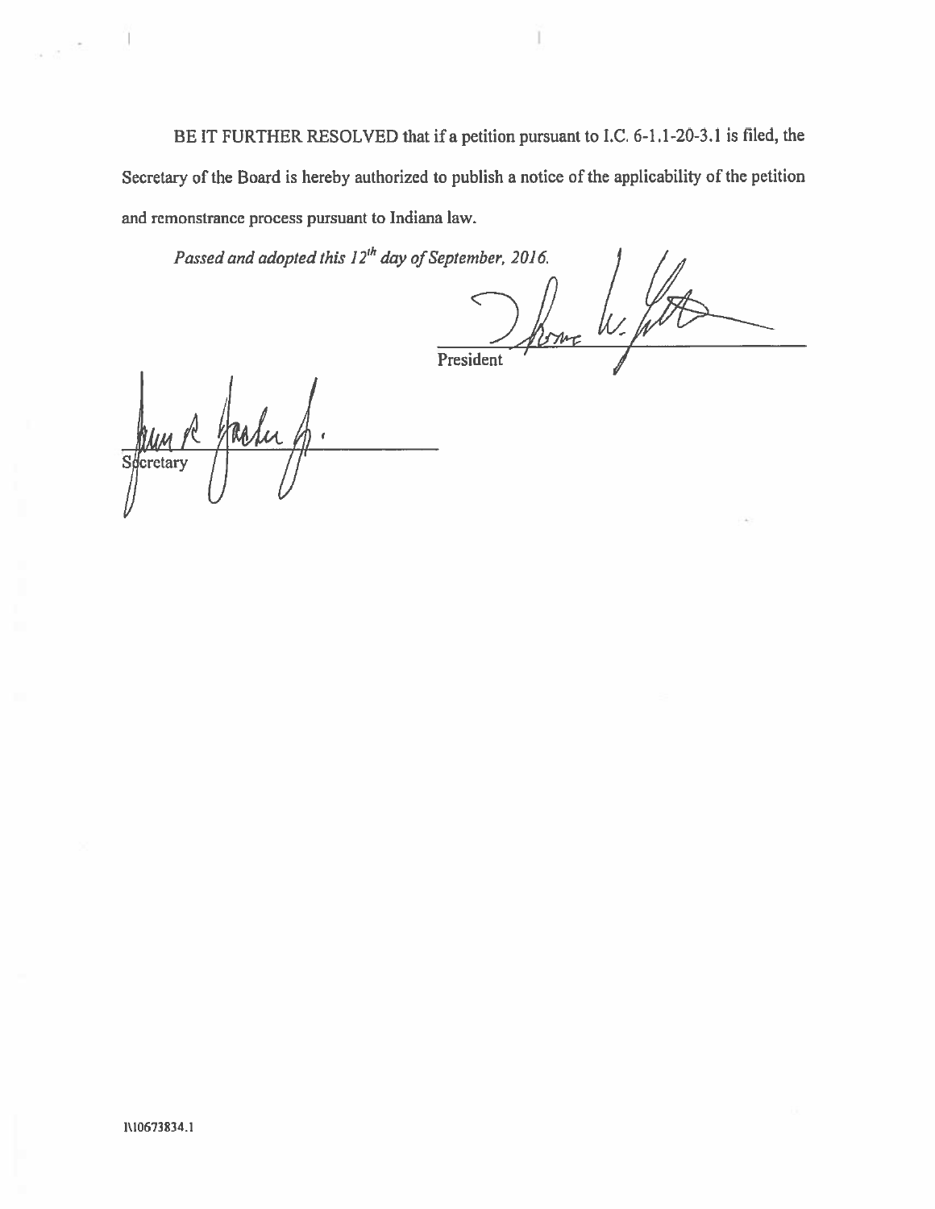BE IT FURTHER RESOLVED that if a petition pursuant to I.C. 6-1.1-20-3.1 is filed, the Secretary of the Board is hereby authorized to publish a notice of the applicability of the petition and remonstrance process pursuant to Indiana law.

*Passed and adopted this 12th day of September, 2016.*

President

Secretary

I\10673834.1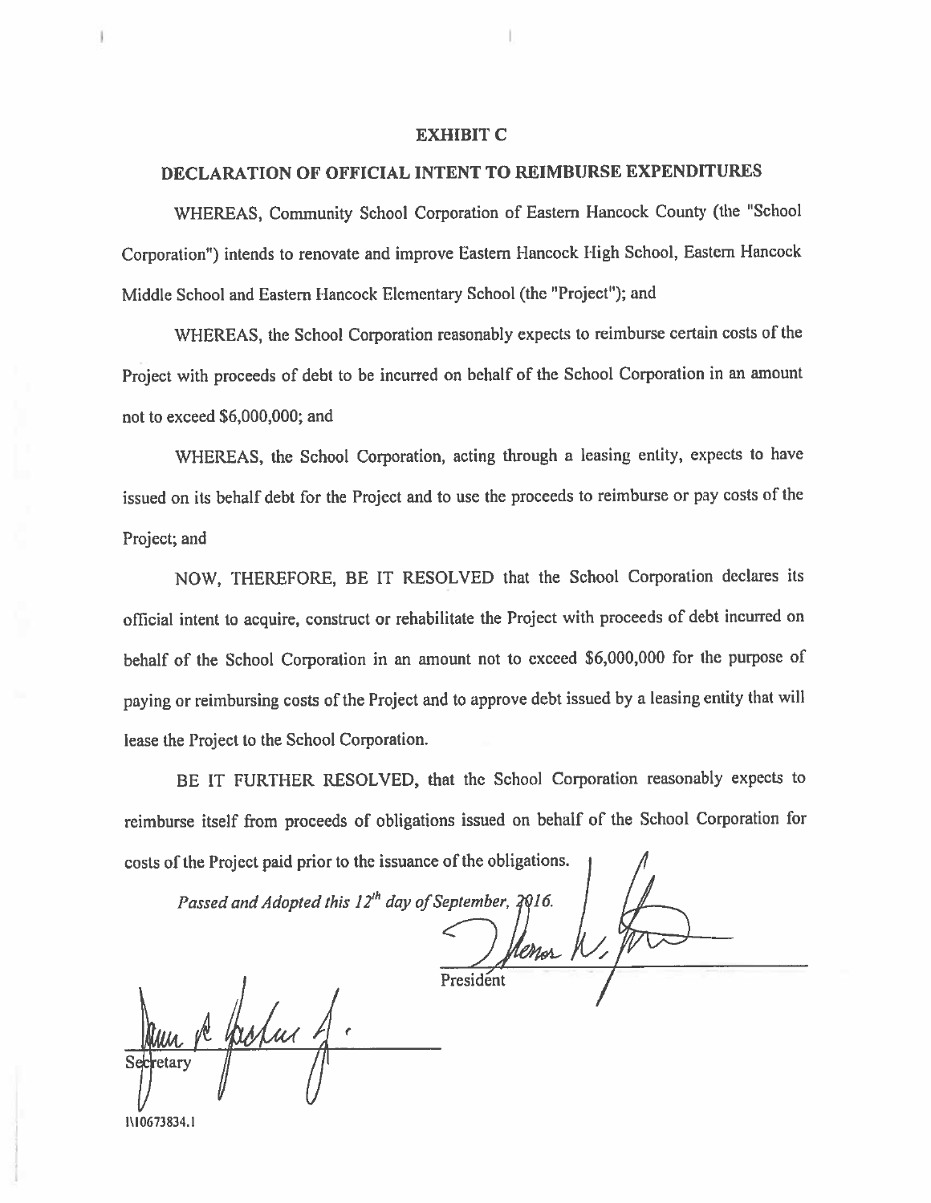# EXHIBIT C

## DECLARATION OF OFFICIAL INTENT TO REIMBURSE EXPENDITURES

WHEREAS, Community School Corporation of Eastern Hancock County (the "School Corporation") intends to renovate and improve Eastern Hancock High School, Eastern Hancock Middle School and Eastern Hancock Elementary School (the "Project"); and

WHEREAS, the School Corporation reasonably expects to reimburse certain costs of the Project with proceeds of debt to be incurred on behalf of the School Corporation in an amount not to exceed $6,000,000; and

WHEREAS, the School Corporation, acting through a leasing entity, expects to have issued on its behalf debt for the Project and to use the proceeds to reimburse or pay costs of the Project; and

NOW, THEREFORE, BE IT RESOLVED that the School Corporation declares its official intent to acquire, construct or rehabilitate the Project with proceeds of debt incurred on behalf of the School Corporation in an amount not to exceed $6,000,000 for the purpose of paying or reimbursing costs of the Project and to approve debt issued by a leasing entity that will lease the Project to the School Corporation.

BE IT FURTHER RESOLVED, that the School Corporation reasonably expects to reimburse itself from proceeds of obligations issued on behalf of the School Corporation for costs of the Project paid prior to the issuance of the obligations.

*Passed and Adopted this 12th day of September, 2016.*

President

Secretary

I\10673834.1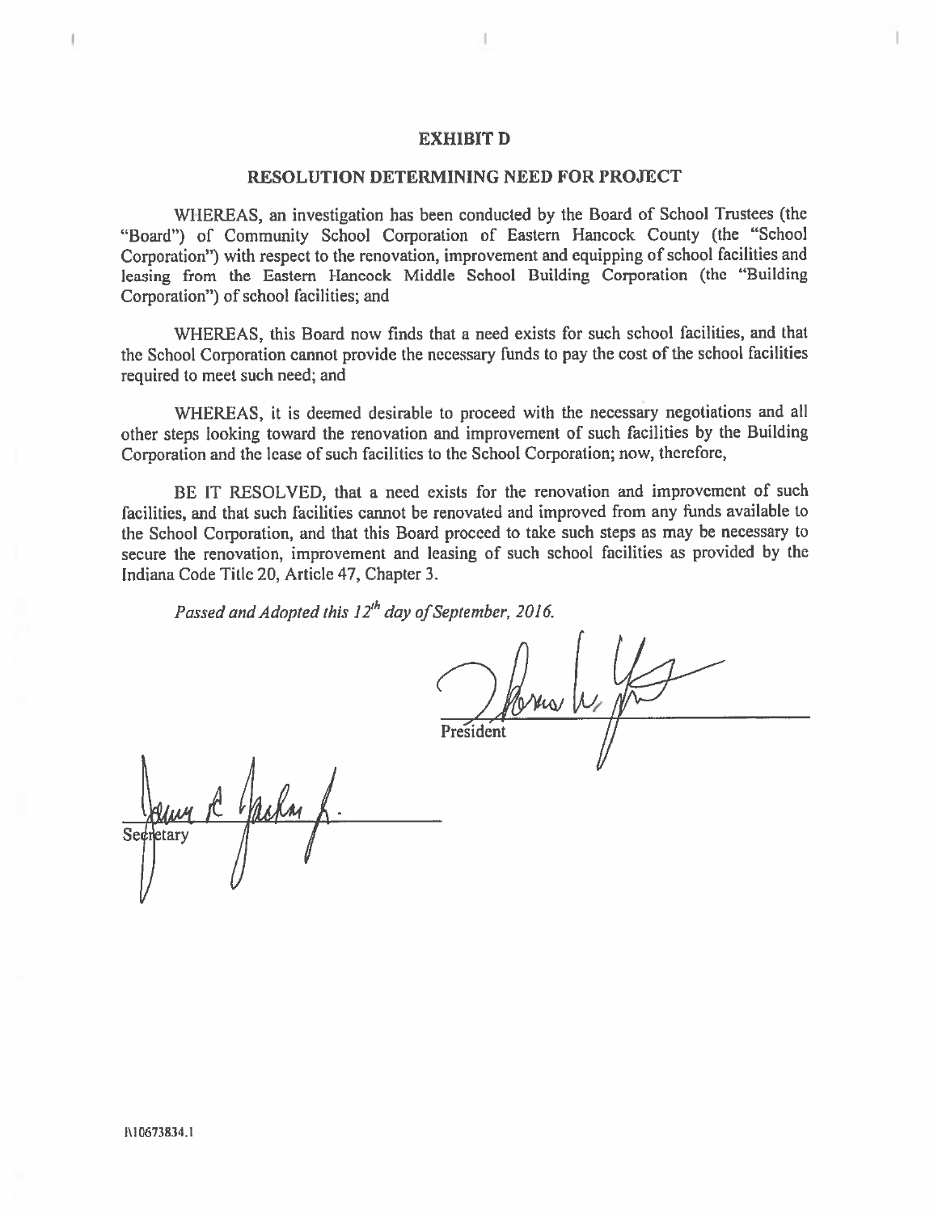## EXHIBIT D

## RESOLUTION DETERMINING NEED FOR PROJECT

WHEREAS, an investigation has been conducted by the Board of School Trustees (the "Board") of Community School Corporation of Eastern Hancock County (the "School Corporation") with respect to the renovation, improvement and equipping of school facilities and leasing from the Eastern Hancock Middle School Building Corporation (the "Building Corporation") of school facilities; and

WHEREAS, this Board now finds that a need exists for such school facilities, and that the School Corporation cannot provide the necessary funds to pay the cost of the school facilities required to meet such need; and

WHEREAS, it is deemed desirable to proceed with the necessary negotiations and all other steps looking toward the renovation and improvement of such facilities by the Building Corporation and the lease of such facilities to the School Corporation; now, therefore,

BE IT RESOLVED, that a need exists for the renovation and improvement of such facilities, and that such facilities cannot be renovated and improved from any funds available to the School Corporation, and that this Board proceed to take such steps as may be necessary to secure the renovation, improvement and leasing of such school facilities as provided by the Indiana Code Title 20, Article 47, Chapter 3.

*Passed and Adopted this 12th day of September, 2016.*

President

Secretary

I\10673834.1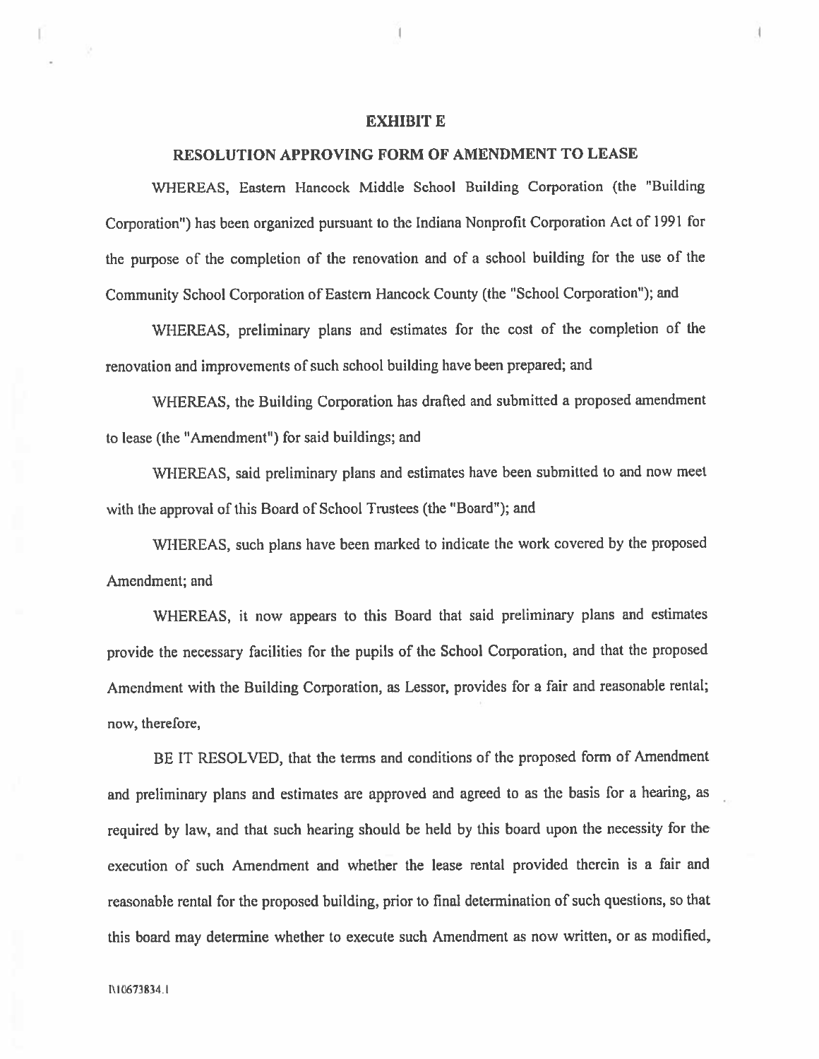## EXHIBIT E

## RESOLUTION APPROVING FORM OF AMENDMENT TO LEASE

WHEREAS, Eastern Hancock Middle School Building Corporation (the "Building Corporation") has been organized pursuant to the Indiana Nonprofit Corporation Act of 1991 for the purpose of the completion of the renovation and of a school building for the use of the Community School Corporation of Eastern Hancock County (the "School Corporation"); and

WHEREAS, preliminary plans and estimates for the cost of the completion of the renovation and improvements of such school building have been prepared; and

WHEREAS, the Building Corporation has drafted and submitted a proposed amendment to lease (the "Amendment") for said buildings; and

WHEREAS, said preliminary plans and estimates have been submitted to and now meet with the approval of this Board of School Trustees (the "Board"); and

WHEREAS, such plans have been marked to indicate the work covered by the proposed Amendment; and

WHEREAS, it now appears to this Board that said preliminary plans and estimates provide the necessary facilities for the pupils of the School Corporation, and that the proposed Amendment with the Building Corporation, as Lessor, provides for a fair and reasonable rental; now, therefore,

BE IT RESOLVED, that the terms and conditions of the proposed form of Amendment and preliminary plans and estimates are approved and agreed to as the basis for a hearing, as required by law, and that such hearing should be held by this board upon the necessity for the execution of such Amendment and whether the lease rental provided therein is a fair and reasonable rental for the proposed building, prior to final determination of such questions, so that this board may determine whether to execute such Amendment as now written, or as modified,

I\10673834.1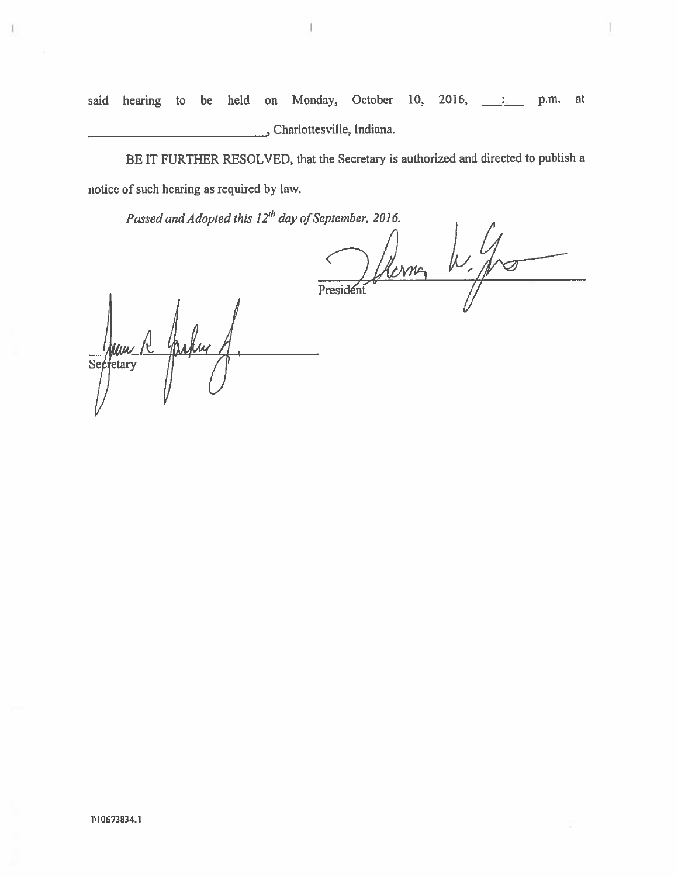said hearing to be held on Monday, October 10, 2016, \_\_\_:\_\_\_ p.m. at \_\_\_\_\_\_\_\_\_\_\_\_\_\_\_\_\_\_\_\_\_\_\_\_\_\_\_\_, Charlottesville, Indiana.

BE IT FURTHER RESOLVED, that the Secretary is authorized and directed to publish a notice of such hearing as required by law.

*Passed and Adopted this 12th day of September, 2016.*

\_\_\_\_\_\_\_\_\_\_\_\_\_\_\_\_\_\_\_\_\_\_\_\_\_\_\_\_
President

\_\_\_\_\_\_\_\_\_\_\_\_\_\_\_\_\_\_\_\_\_\_\_\_\_\_\_\_
Secretary

I\10673834.1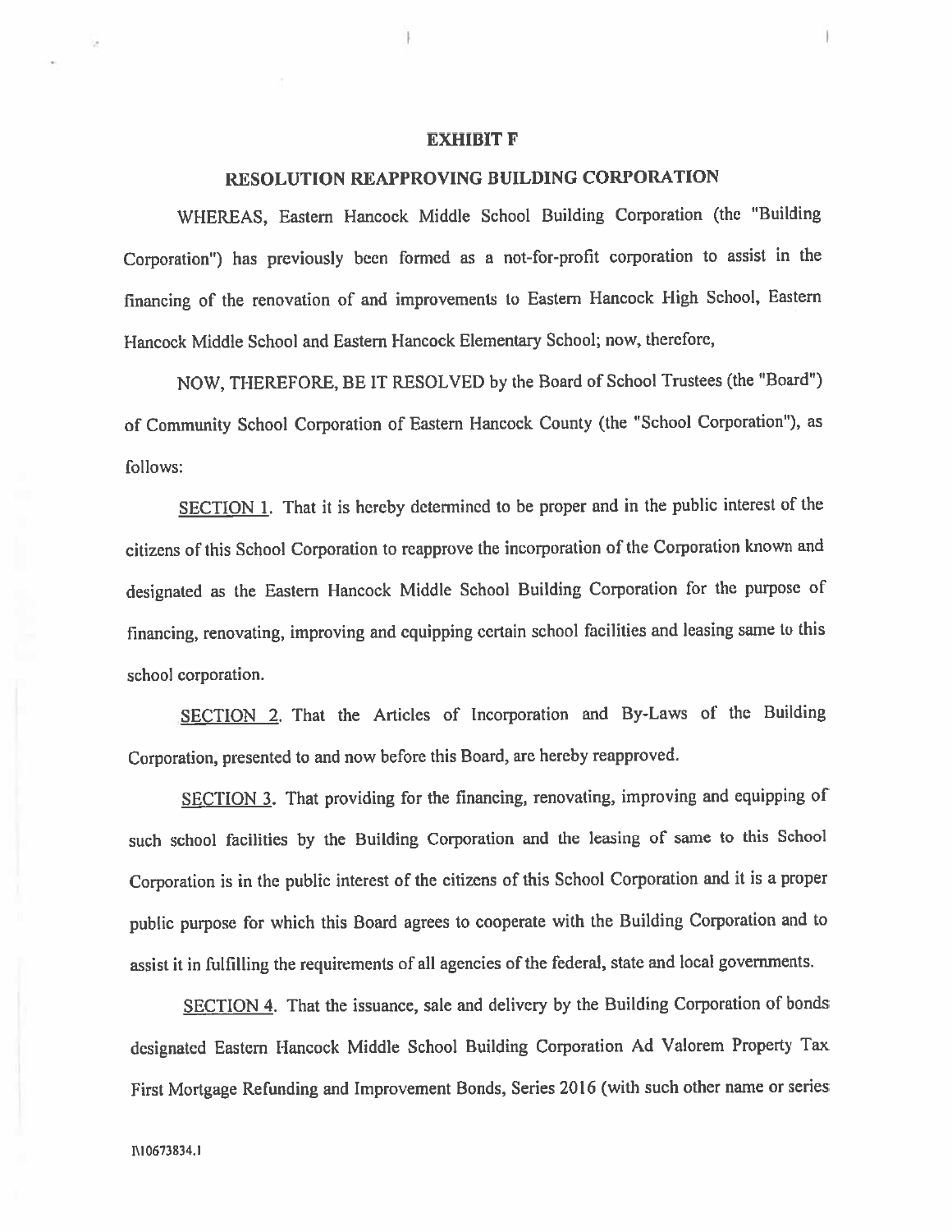# EXHIBIT F

## RESOLUTION REAPPROVING BUILDING CORPORATION

WHEREAS, Eastern Hancock Middle School Building Corporation (the "Building Corporation") has previously been formed as a not-for-profit corporation to assist in the financing of the renovation of and improvements to Eastern Hancock High School, Eastern Hancock Middle School and Eastern Hancock Elementary School; now, therefore,

NOW, THEREFORE, BE IT RESOLVED by the Board of School Trustees (the "Board") of Community School Corporation of Eastern Hancock County (the "School Corporation"), as follows:

SECTION 1. That it is hereby determined to be proper and in the public interest of the citizens of this School Corporation to reapprove the incorporation of the Corporation known and designated as the Eastern Hancock Middle School Building Corporation for the purpose of financing, renovating, improving and equipping certain school facilities and leasing same to this school corporation.

SECTION 2. That the Articles of Incorporation and By-Laws of the Building Corporation, presented to and now before this Board, are hereby reapproved.

SECTION 3. That providing for the financing, renovating, improving and equipping of such school facilities by the Building Corporation and the leasing of same to this School Corporation is in the public interest of the citizens of this School Corporation and it is a proper public purpose for which this Board agrees to cooperate with the Building Corporation and to assist it in fulfilling the requirements of all agencies of the federal, state and local governments.

SECTION 4. That the issuance, sale and delivery by the Building Corporation of bonds designated Eastern Hancock Middle School Building Corporation Ad Valorem Property Tax First Mortgage Refunding and Improvement Bonds, Series 2016 (with such other name or series

I\10673834.1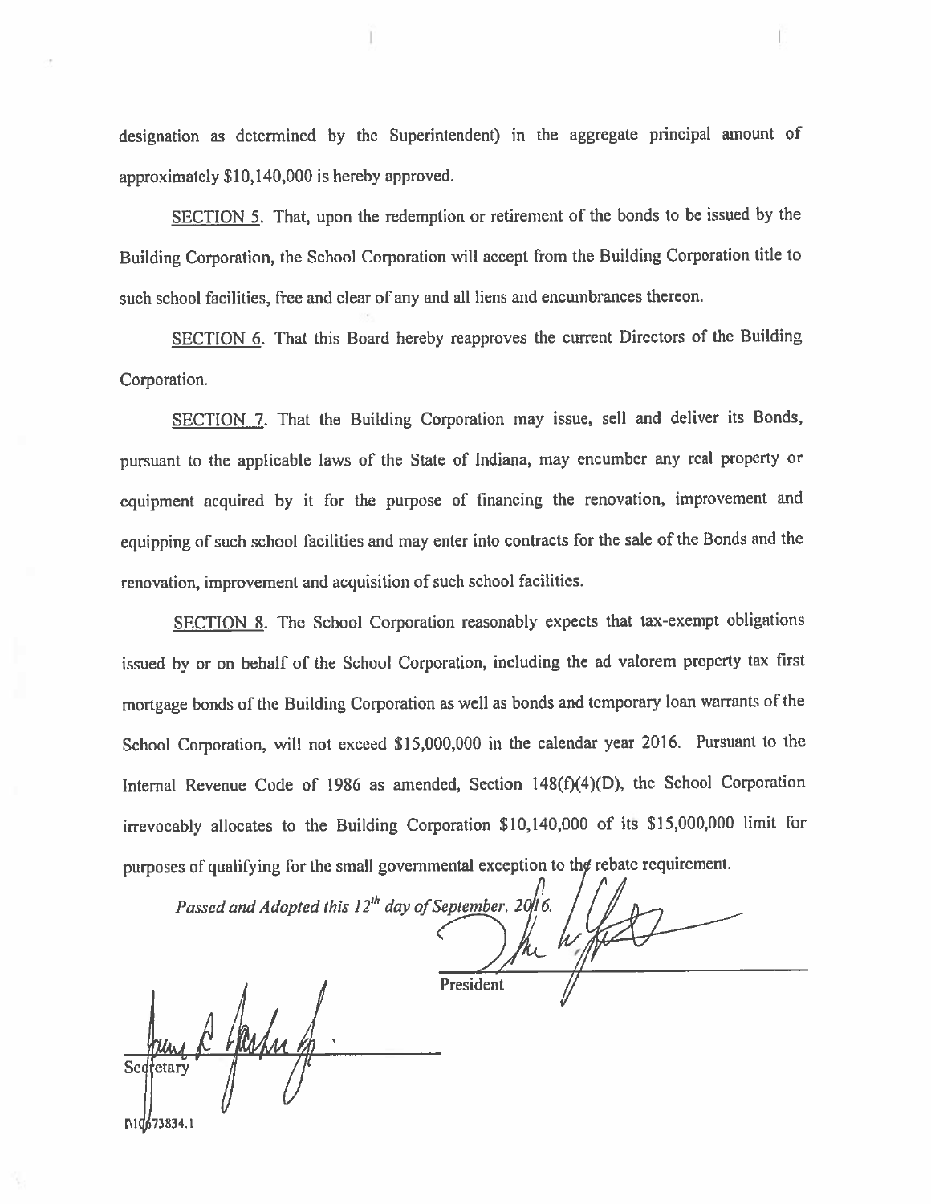designation as determined by the Superintendent) in the aggregate principal amount of approximately $10,140,000 is hereby approved.

SECTION 5. That, upon the redemption or retirement of the bonds to be issued by the Building Corporation, the School Corporation will accept from the Building Corporation title to such school facilities, free and clear of any and all liens and encumbrances thereon.

SECTION 6. That this Board hereby reapproves the current Directors of the Building Corporation.

SECTION 7. That the Building Corporation may issue, sell and deliver its Bonds, pursuant to the applicable laws of the State of Indiana, may encumber any real property or equipment acquired by it for the purpose of financing the renovation, improvement and equipping of such school facilities and may enter into contracts for the sale of the Bonds and the renovation, improvement and acquisition of such school facilities.

SECTION 8. The School Corporation reasonably expects that tax-exempt obligations issued by or on behalf of the School Corporation, including the ad valorem property tax first mortgage bonds of the Building Corporation as well as bonds and temporary loan warrants of the School Corporation, will not exceed $15,000,000 in the calendar year 2016. Pursuant to the Internal Revenue Code of 1986 as amended, Section 148(f)(4)(D), the School Corporation irrevocably allocates to the Building Corporation $10,140,000 of its $15,000,000 limit for purposes of qualifying for the small governmental exception to the rebate requirement.

*Passed and Adopted this 12th day of September, 2016.*

President

Secretary

I\10673834.1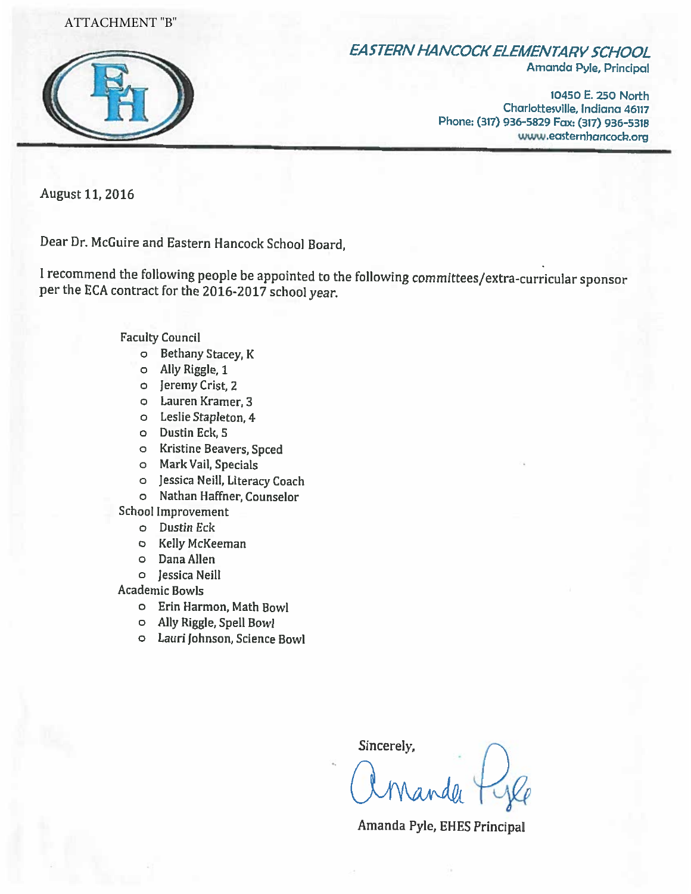ATTACHMENT "B"

# EASTERN HANCOCK ELEMENTARY SCHOOL

Amanda Pyle, Principal

10450 E. 250 North
Charlottesville, Indiana 46117
Phone: (317) 936-5829 Fax: (317) 936-5318
www.easternhancock.org

August 11, 2016

Dear Dr. McGuire and Eastern Hancock School Board,

I recommend the following people be appointed to the following committees/extra-curricular sponsor per the ECA contract for the 2016-2017 school year.

Faculty Council

- Bethany Stacey, K
- Ally Riggle, 1
- Jeremy Crist, 2
- Lauren Kramer, 3
- Leslie Stapleton, 4
- Dustin Eck, 5
- Kristine Beavers, Spced
- Mark Vail, Specials
- Jessica Neill, Literacy Coach
- Nathan Haffner, Counselor

School Improvement

- Dustin Eck
- Kelly McKeeman
- Dana Allen
- Jessica Neill

Academic Bowls

- Erin Harmon, Math Bowl
- Ally Riggle, Spell Bowl
- Lauri Johnson, Science Bowl

Sincerely,

Amanda Pyle, EHES Principal